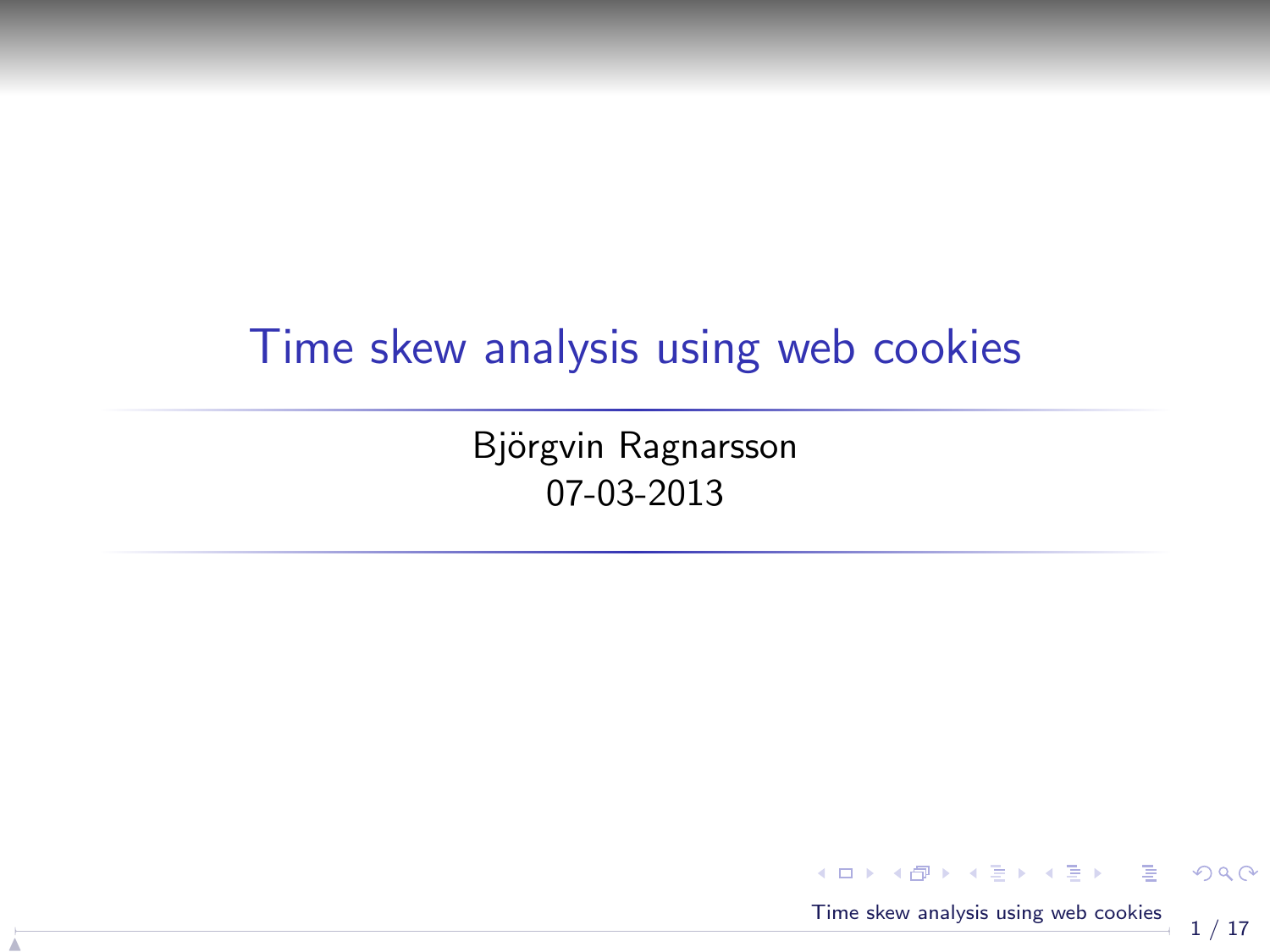# Time skew analysis using web cookies

Björgvin Ragnarsson
07-03-2013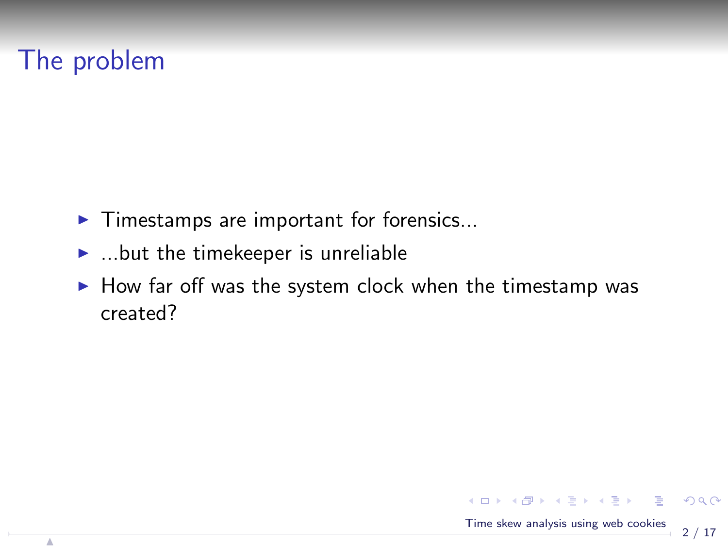# The problem

- Timestamps are important for forensics...
- ...but the timekeeper is unreliable
- How far off was the system clock when the timestamp was created?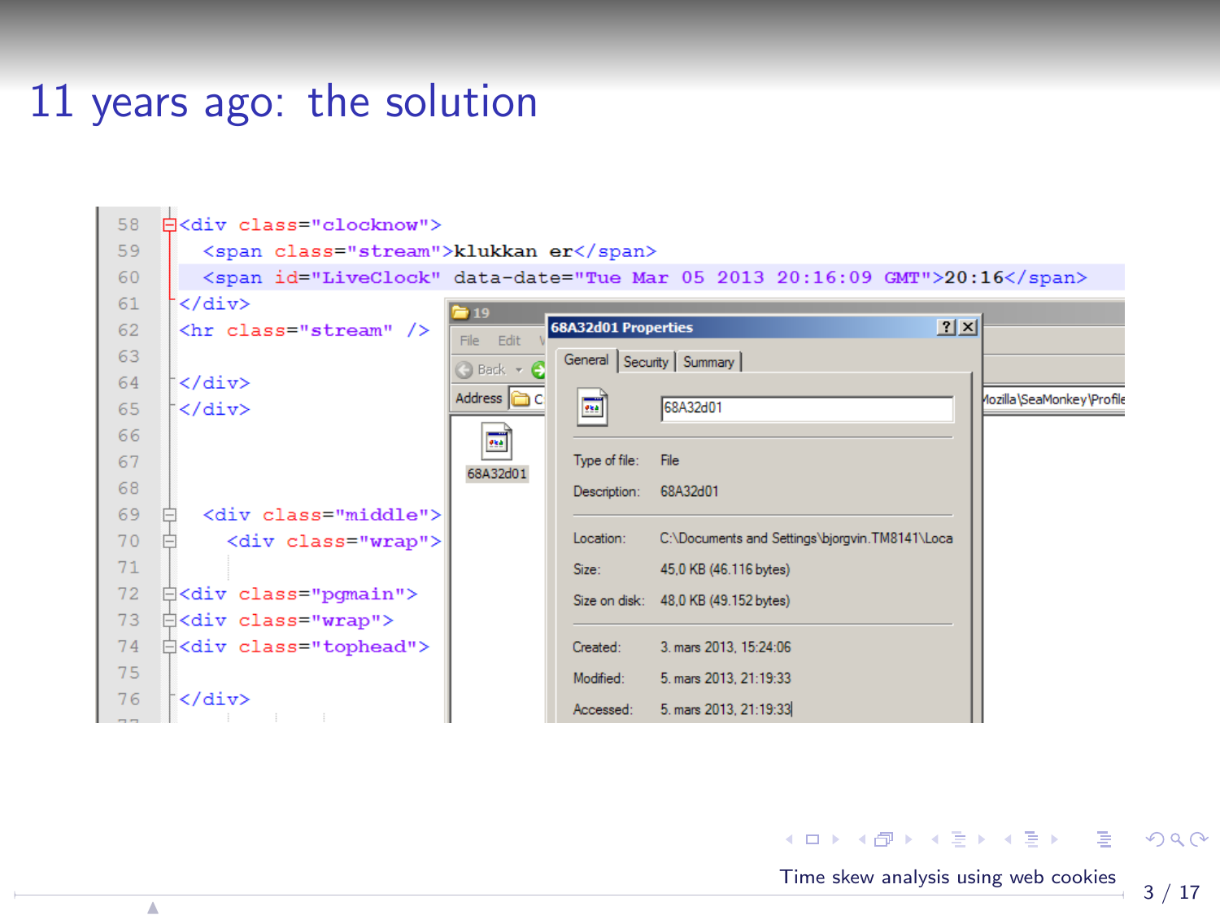# 11 years ago: the solution

```
58  <div class="clocknow">
59    <span class="stream">klukkan er</span>
60    <span id="LiveClock" data-date="Tue Mar 05 2013 20:16:09 GMT">20:16</span>
61  </div>
62  <hr class="stream" />
63
64  </div>
65  </div>
66
67
68
69    <div class="middle">
70      <div class="wrap">
71
72  <div class="pgmain">
73  <div class="wrap">
74  <div class="tophead">
75
76  </div>
```

**68A32d01 Properties**

General | Security | Summary

68A32d01

| | |
|---|---|
| Type of file: | File |
| Description: | 68A32d01 |
| Location: | C:\Documents and Settings\bjorgvin.TM8141\Loca |
| Size: | 45,0 KB (46.116 bytes) |
| Size on disk: | 48,0 KB (49.152 bytes) |
| Created: | 3. mars 2013, 15:24:06 |
| Modified: | 5. mars 2013, 21:19:33 |
| Accessed: | 5. mars 2013, 21:19:33 |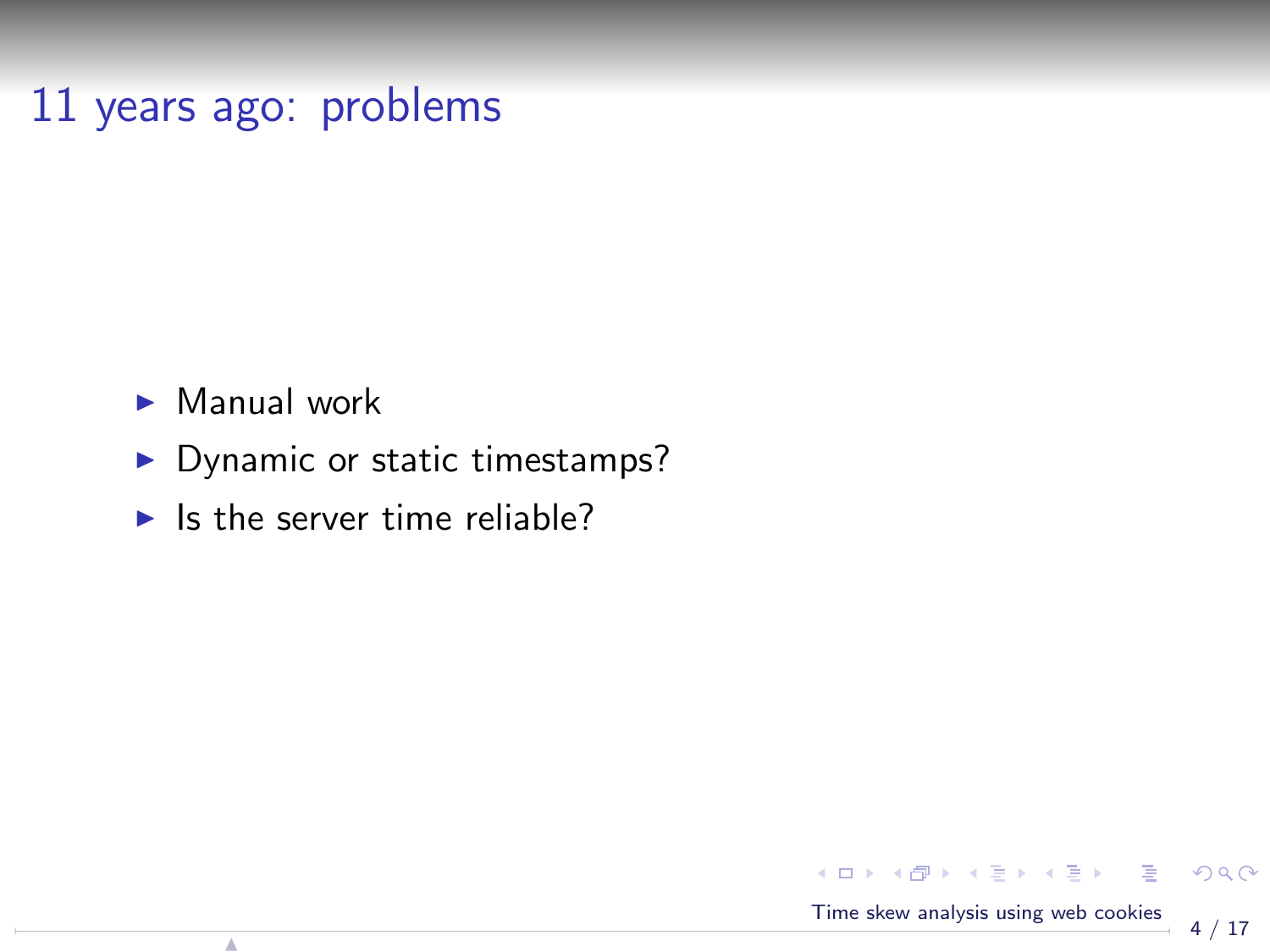# 11 years ago: problems

- Manual work
- Dynamic or static timestamps?
- Is the server time reliable?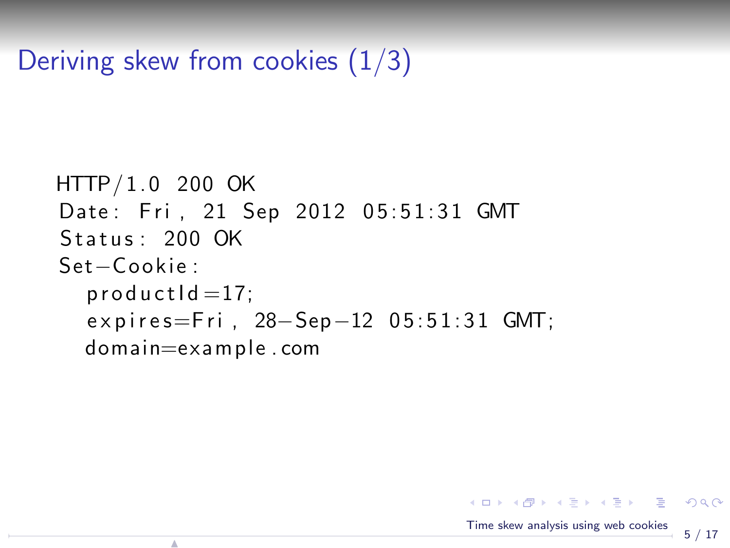# Deriving skew from cookies (1/3)

```
HTTP/1.0 200 OK
Date: Fri, 21 Sep 2012 05:51:31 GMT
Status: 200 OK
Set-Cookie:
  productId=17;
  expires=Fri, 28-Sep-12 05:51:31 GMT;
  domain=example.com
```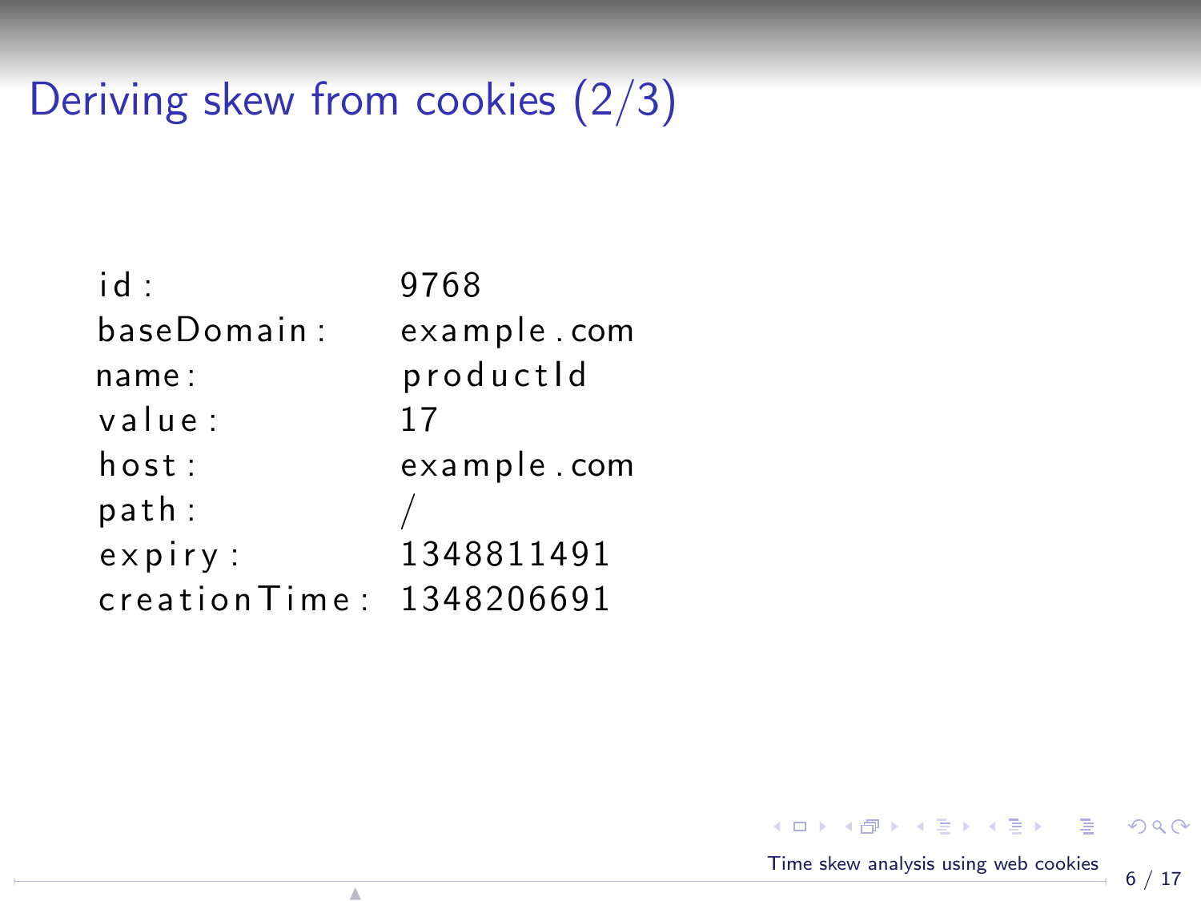# Deriving skew from cookies (2/3)

```
id:            9768
baseDomain:    example.com
name:          productId
value:         17
host:          example.com
path:          /
expiry:        1348811491
creationTime:  1348206691
```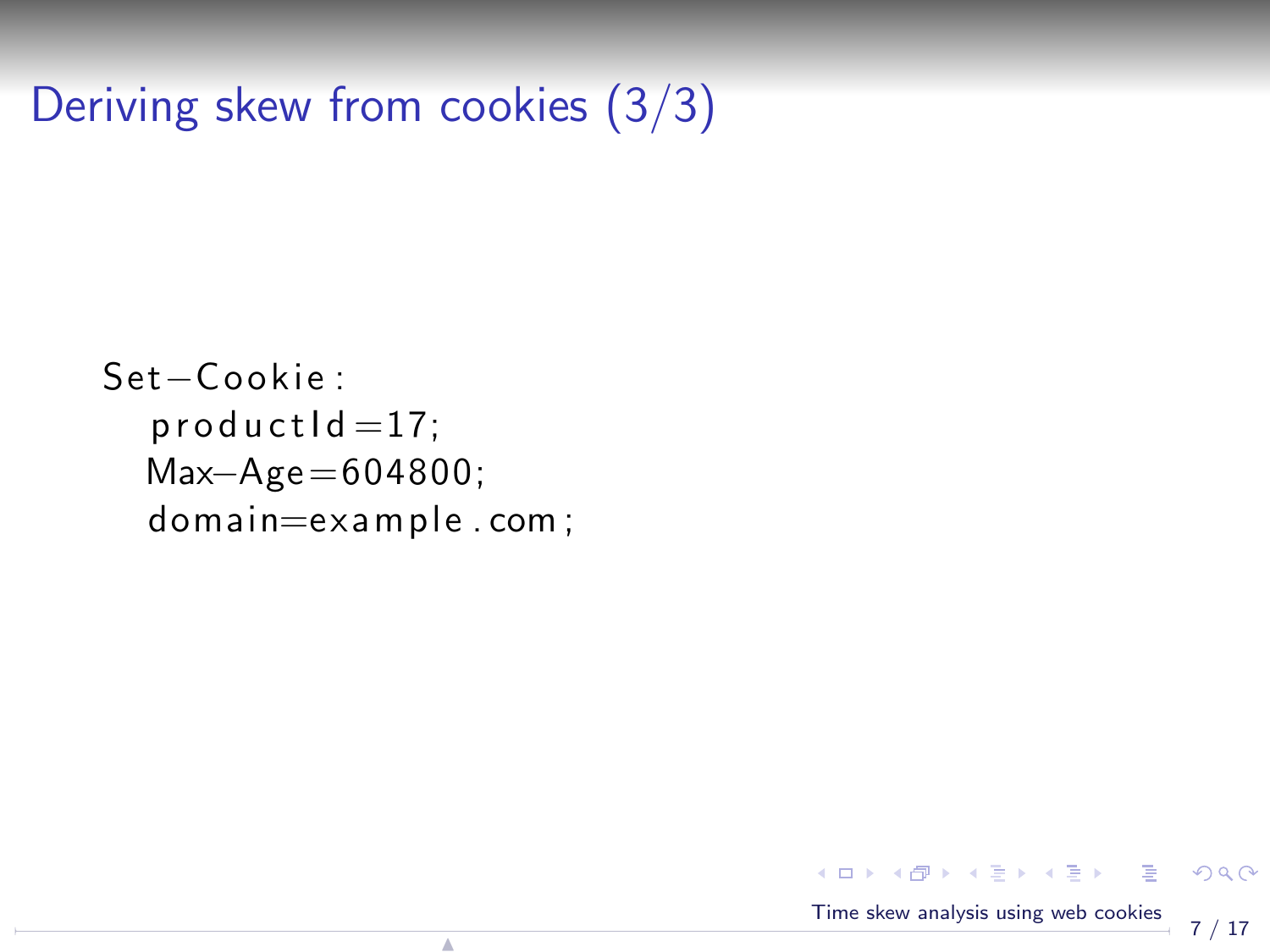# Deriving skew from cookies (3/3)

```
Set-Cookie:
   productId=17;
   Max-Age=604800;
   domain=example.com;
```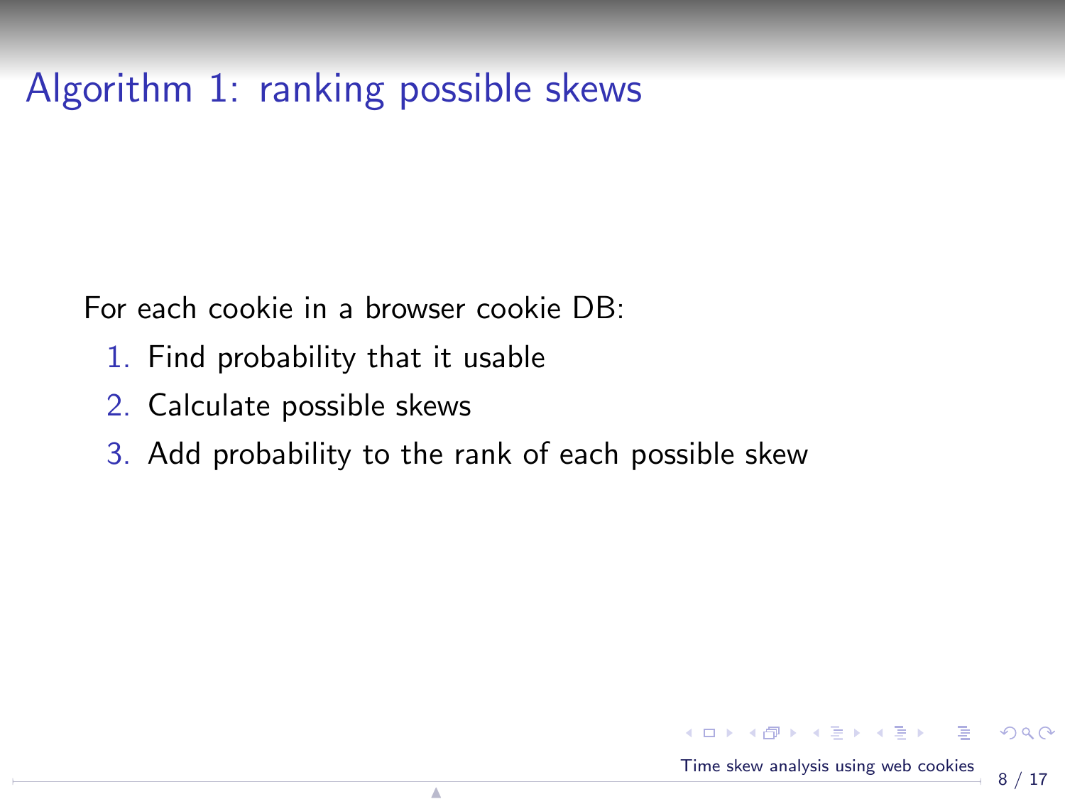# Algorithm 1: ranking possible skews

For each cookie in a browser cookie DB:

1. Find probability that it usable
2. Calculate possible skews
3. Add probability to the rank of each possible skew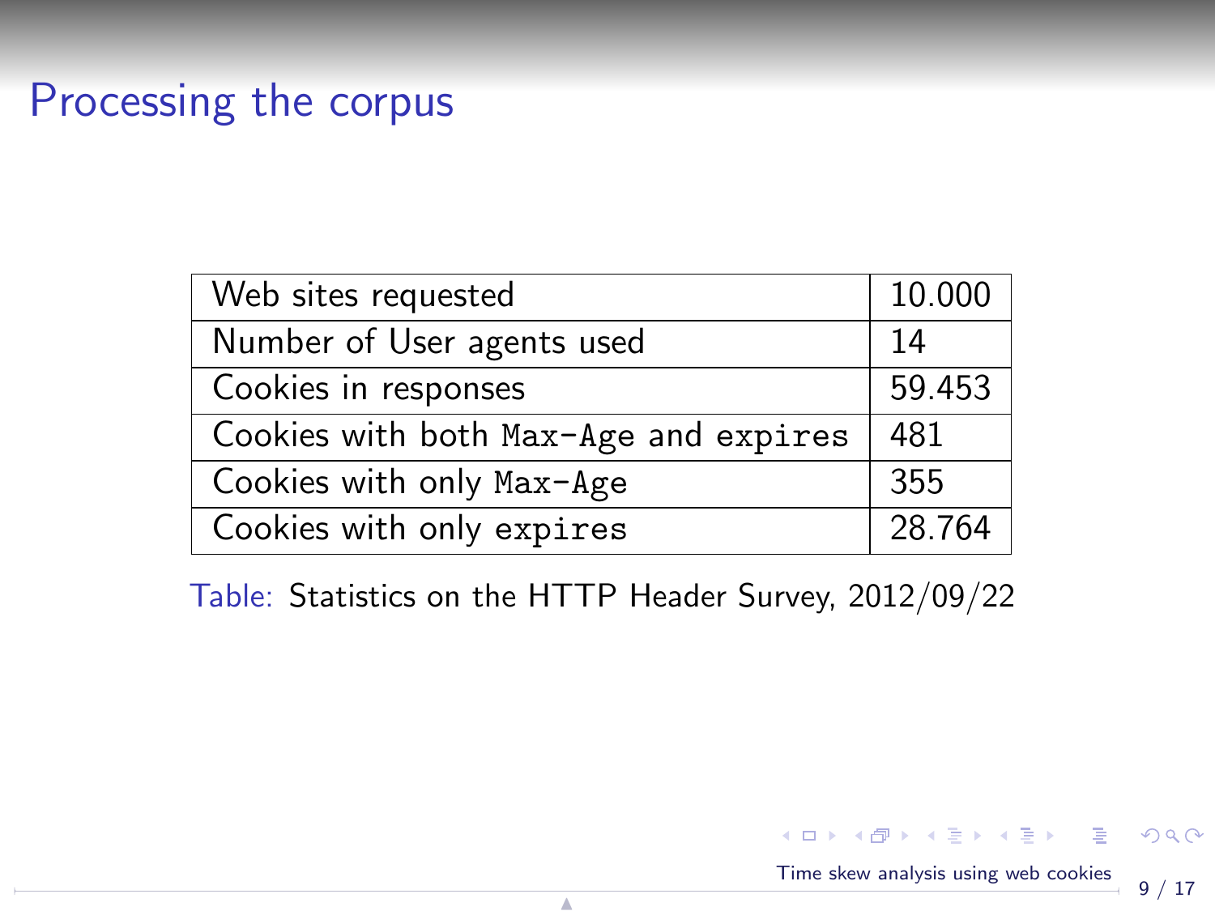# Processing the corpus

| Web sites requested | 10.000 |
|---|---|
| Number of User agents used | 14 |
| Cookies in responses | 59.453 |
| Cookies with both `Max-Age` and `expires` | 481 |
| Cookies with only `Max-Age` | 355 |
| Cookies with only `expires` | 28.764 |

Table: Statistics on the HTTP Header Survey, 2012/09/22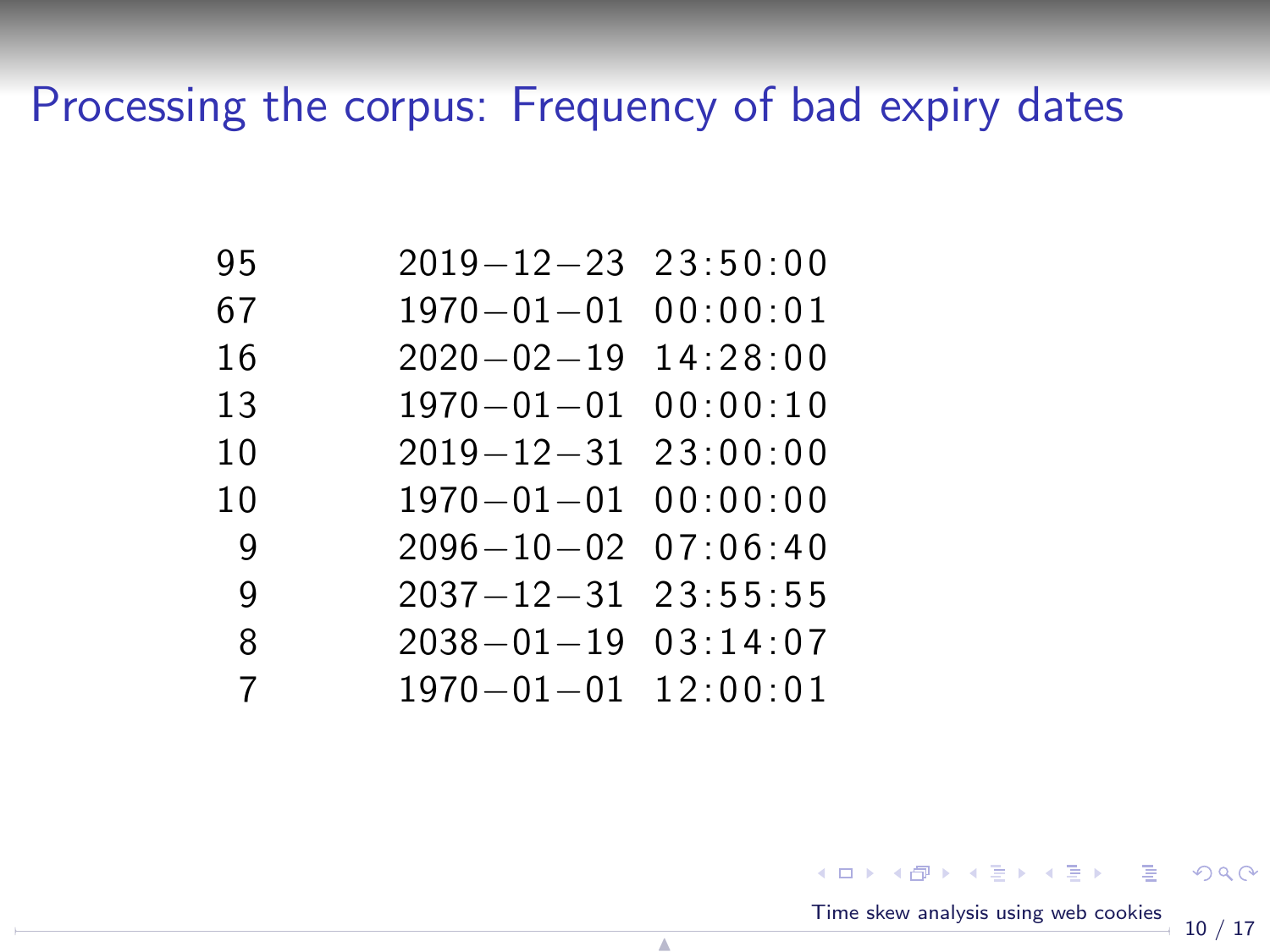# Processing the corpus: Frequency of bad expiry dates

```
95    2019-12-23 23:50:00
67    1970-01-01 00:00:01
16    2020-02-19 14:28:00
13    1970-01-01 00:00:10
10    2019-12-31 23:00:00
10    1970-01-01 00:00:00
 9    2096-10-02 07:06:40
 9    2037-12-31 23:55:55
 8    2038-01-19 03:14:07
 7    1970-01-01 12:00:01
```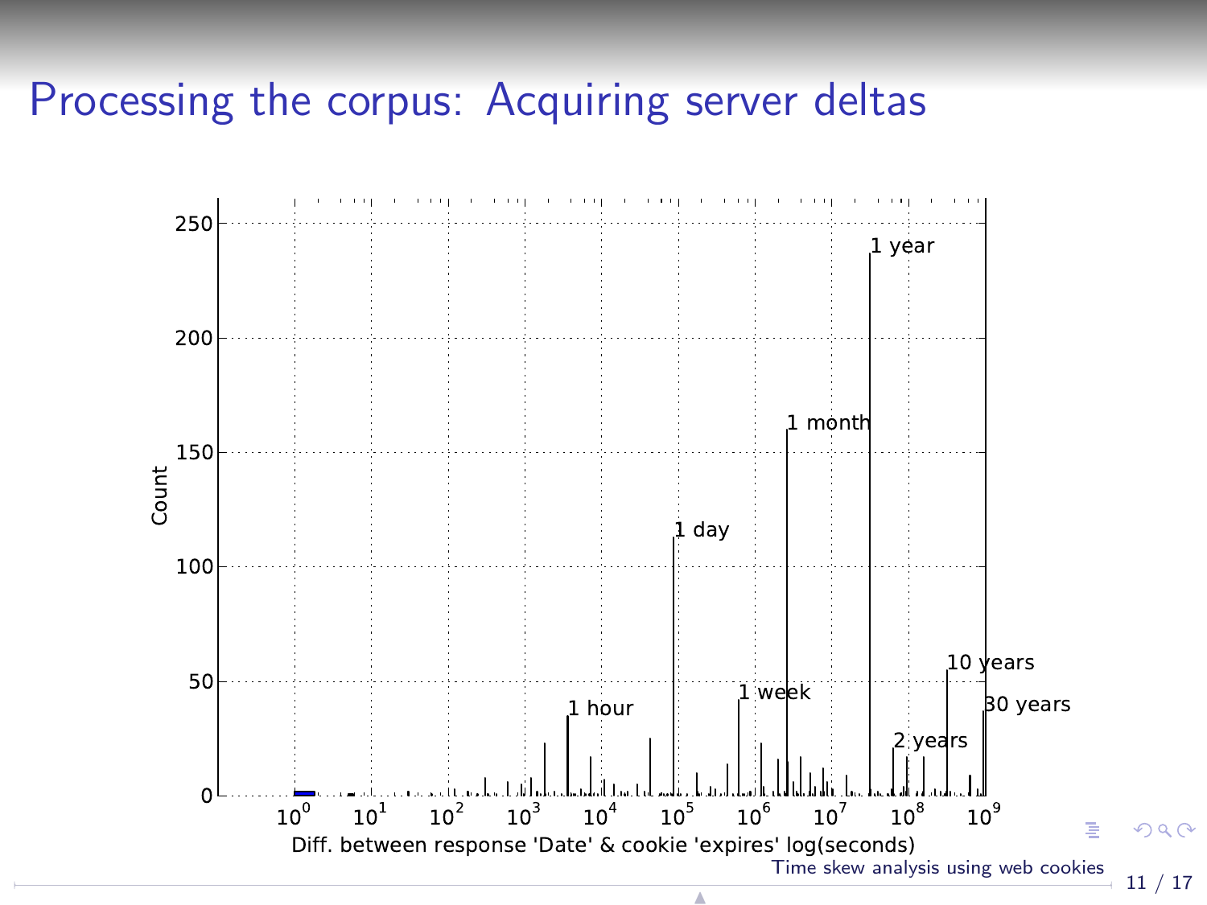# Processing the corpus: Acquiring server deltas

Count

Diff. between response 'Date' & cookie 'expires' log(seconds)

1 hour, 1 day, 1 week, 1 month, 1 year, 2 years, 10 years, 30 years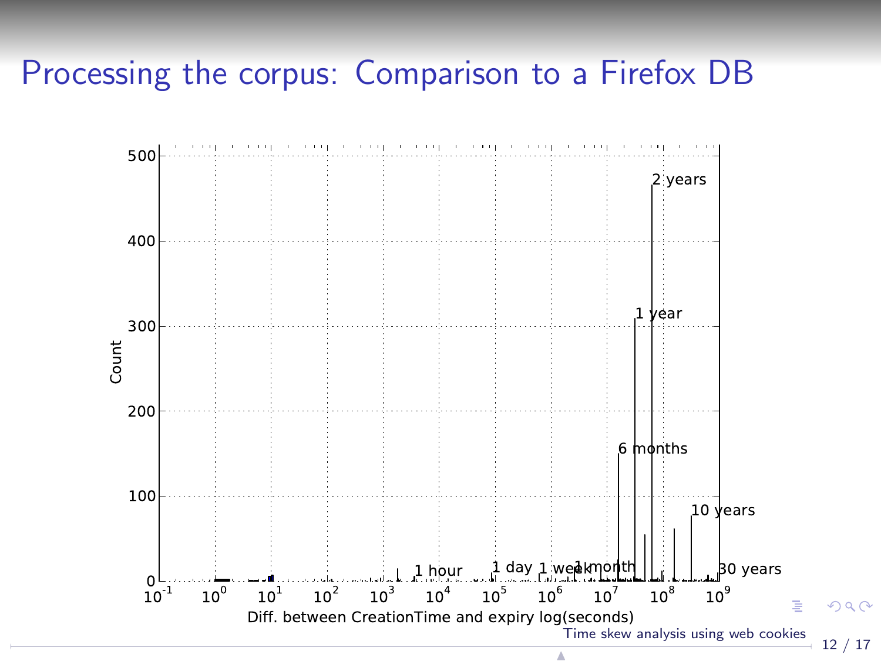# Processing the corpus: Comparison to a Firefox DB

Count

500

400

300

200

100

0

$10^{-1}$ $10^{0}$ $10^{1}$ $10^{2}$ $10^{3}$ $10^{4}$ $10^{5}$ $10^{6}$ $10^{7}$ $10^{8}$ $10^{9}$

Diff. between CreationTime and expiry log(seconds)

1 hour, 1 day, 1 week, 1 month, 6 months, 1 year, 2 years, 10 years, 30 years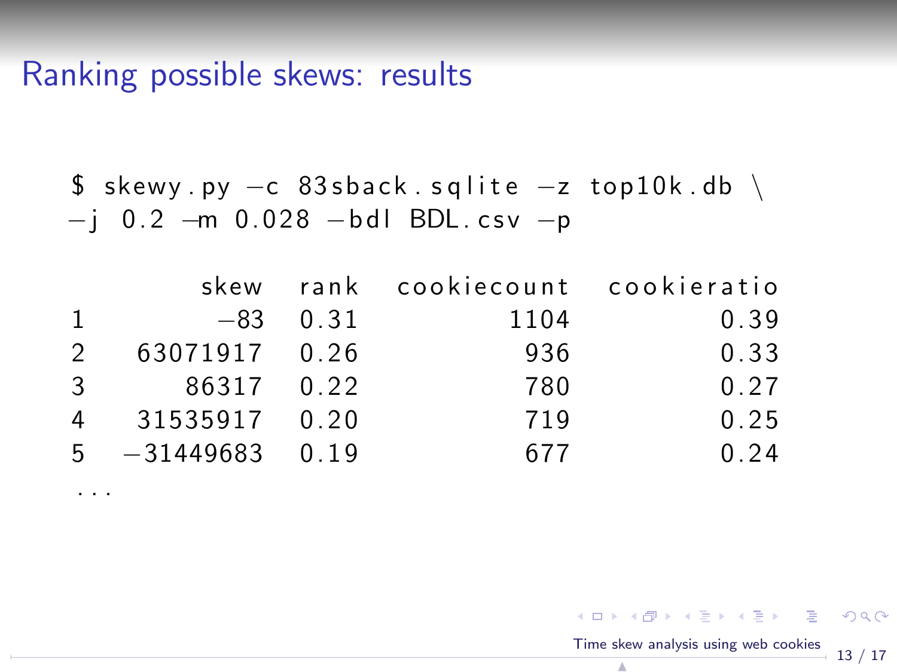# Ranking possible skews: results

```
$ skewy.py -c 83sback.sqlite -z top10k.db \
-j 0.2 -m 0.028 -bdl BDL.csv -p

          skew  rank  cookiecount  cookieratio
1          -83  0.31         1104         0.39
2     63071917  0.26          936         0.33
3        86317  0.22          780         0.27
4     31535917  0.20          719         0.25
5    -31449683  0.19          677         0.24
...
```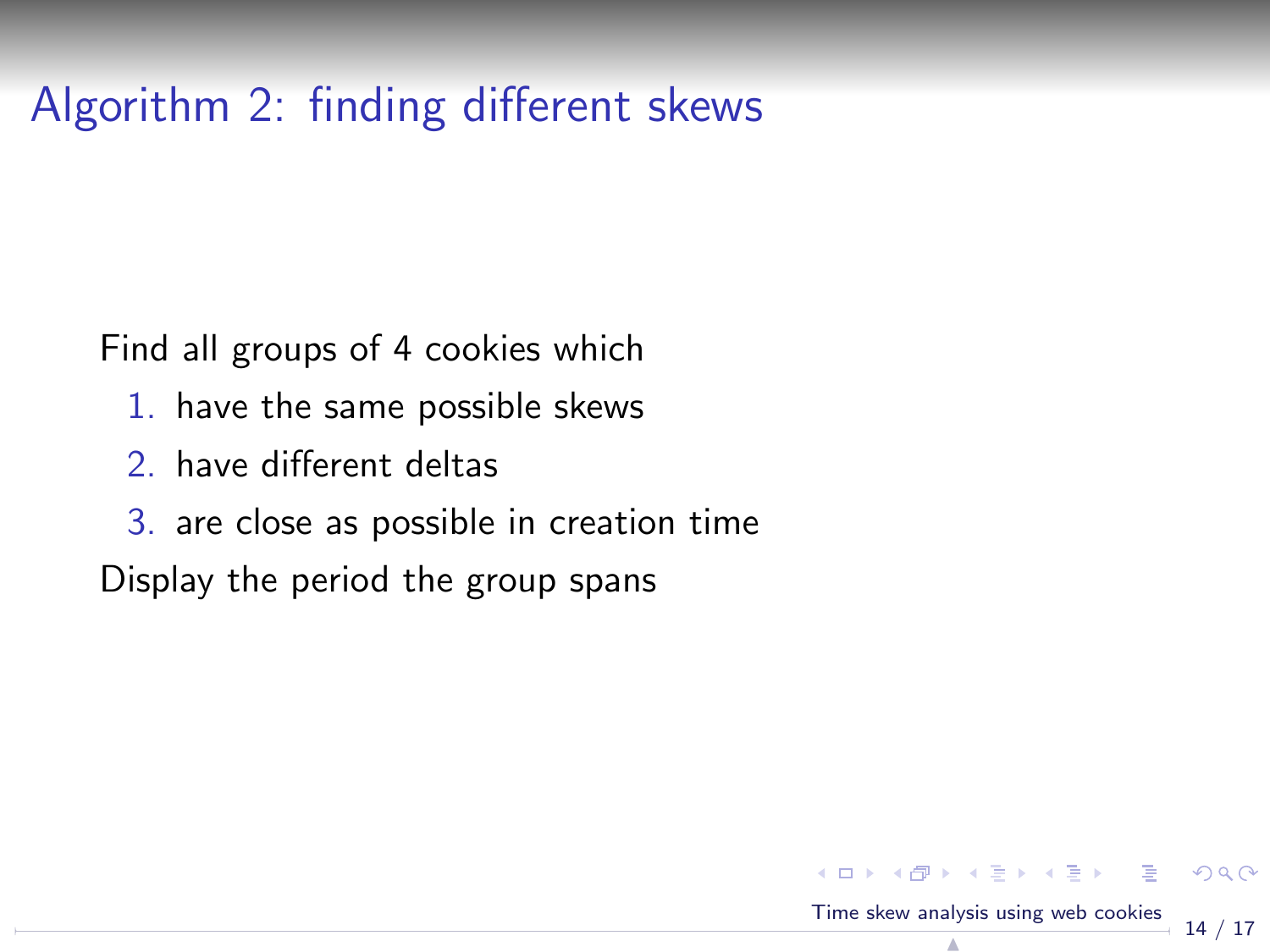# Algorithm 2: finding different skews

Find all groups of 4 cookies which

1. have the same possible skews
2. have different deltas
3. are close as possible in creation time

Display the period the group spans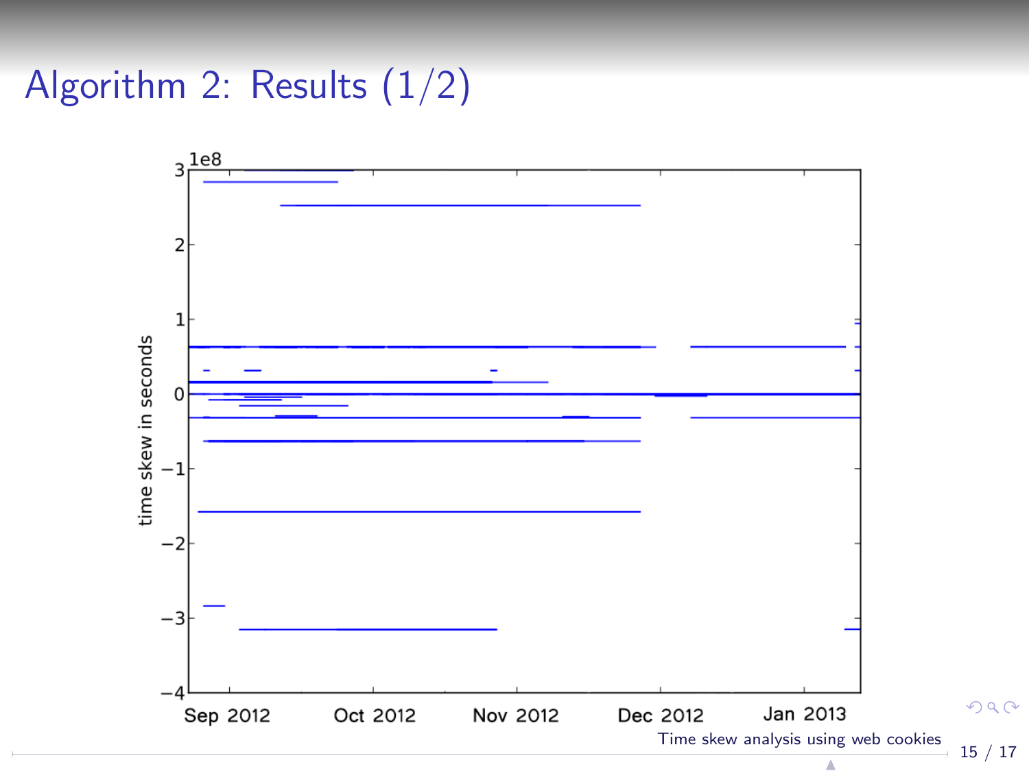# Algorithm 2: Results (1/2)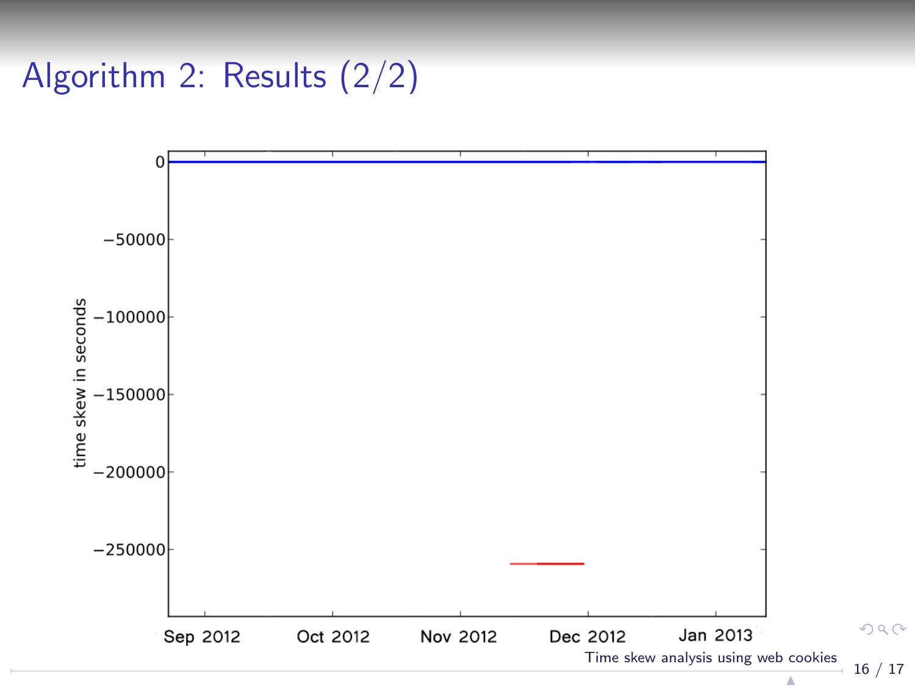# Algorithm 2: Results (2/2)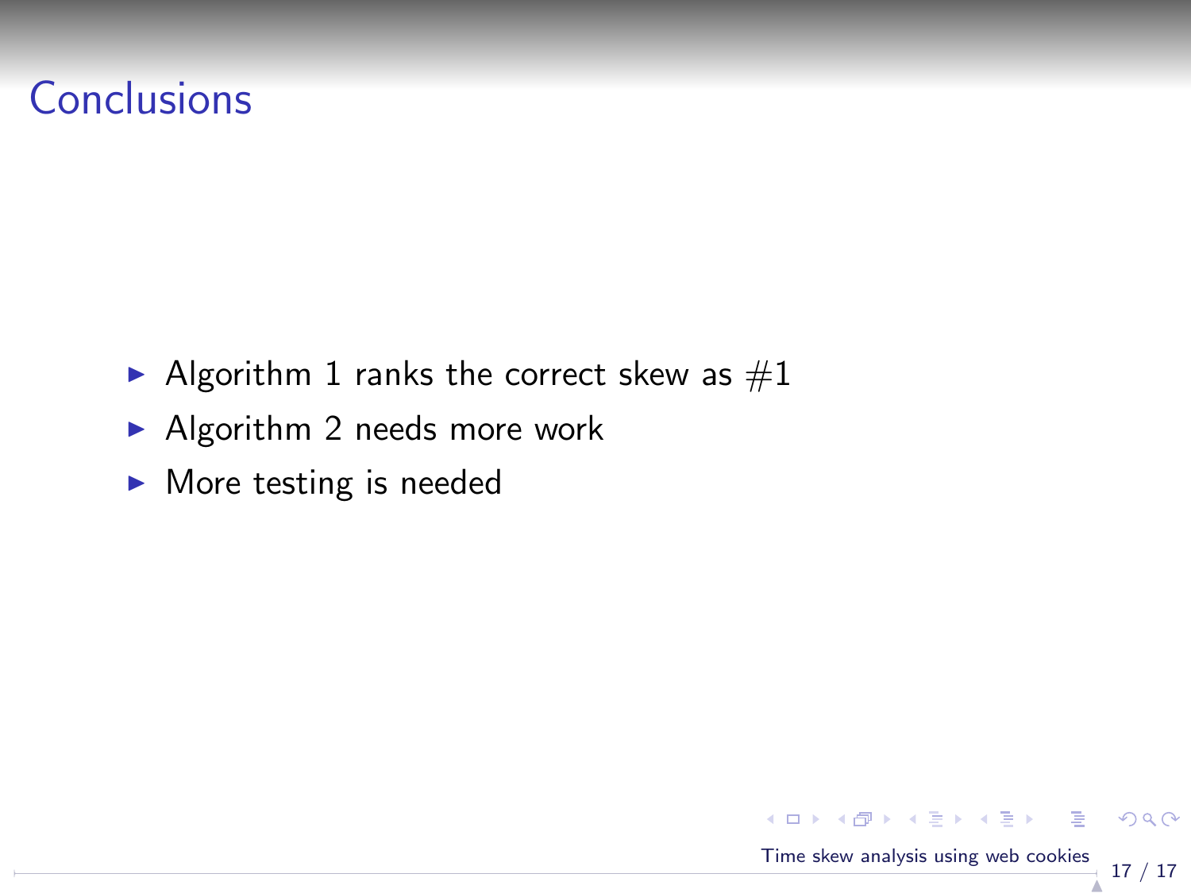# Conclusions

- Algorithm 1 ranks the correct skew as #1
- Algorithm 2 needs more work
- More testing is needed